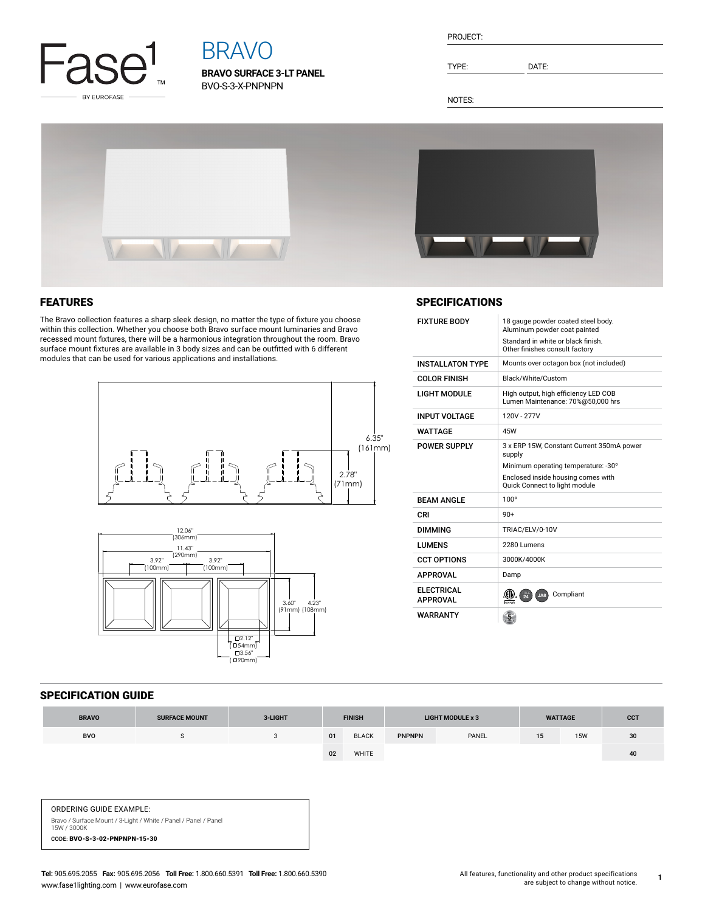Fase1 BY EUROFASE

# BRAVO

**BRAVO SURFACE 3-LT PANEL**
BVO-S-3-X-PNPNPN

PROJECT:

TYPE: DATE:

NOTES:

## FEATURES

The Bravo collection features a sharp sleek design, no matter the type of fixture you choose within this collection. Whether you choose both Bravo surface mount luminaries and Bravo recessed mount fixtures, there will be a harmonious integration throughout the room. Bravo surface mount fixtures are available in 3 body sizes and can be outfitted with 6 different modules that can be used for various applications and installations.

6.35" (161mm)
2.78" (71mm)

12.06" (306mm)
11.43" (290mm)
3.92" (100mm) 3.92" (100mm)
3.60" (91mm) 4.23" (108mm)
□2.12" (□54mm)
□3.56" (□90mm)

## SPECIFICATIONS

| | |
|---|---|
| FIXTURE BODY | 18 gauge powder coated steel body. Aluminum powder coat painted<br>Standard in white or black finish. Other finishes consult factory |
| INSTALLATON TYPE | Mounts over octagon box (not included) |
| COLOR FINISH | Black/White/Custom |
| LIGHT MODULE | High output, high efficiency LED COB<br>Lumen Maintenance: 70%@50,000 hrs |
| INPUT VOLTAGE | 120V - 277V |
| WATTAGE | 45W |
| POWER SUPPLY | 3 x ERP 15W, Constant Current 350mA power supply<br>Minimum operating temperature: -30°<br>Enclosed inside housing comes with Quick Connect to light module |
| BEAM ANGLE | 100° |
| CRI | 90+ |
| DIMMING | TRIAC/ELV/0-10V |
| LUMENS | 2280 Lumens |
| CCT OPTIONS | 3000K/4000K |
| APPROVAL | Damp |
| ELECTRICAL APPROVAL | Compliant |
| WARRANTY | |

## SPECIFICATION GUIDE

| BRAVO | SURFACE MOUNT | 3-LIGHT | FINISH | | LIGHT MODULE x 3 | | WATTAGE | | CCT |
|---|---|---|---|---|---|---|---|---|---|
| BVO | S | 3 | 01 | BLACK | PNPNPN | PANEL | 15 | 15W | 30 |
| | | | 02 | WHITE | | | | | 40 |

ORDERING GUIDE EXAMPLE:
Bravo / Surface Mount / 3-Light / White / Panel / Panel / Panel
15W / 3000K
CODE: **BVO-S-3-02-PNPNPN-15-30**

**Tel:** 905.695.2055 **Fax:** 905.695.2056 **Toll Free:** 1.800.660.5391 **Toll Free:** 1.800.660.5390
www.fase1lighting.com | www.eurofase.com

All features, functionality and other product specifications are subject to change without notice.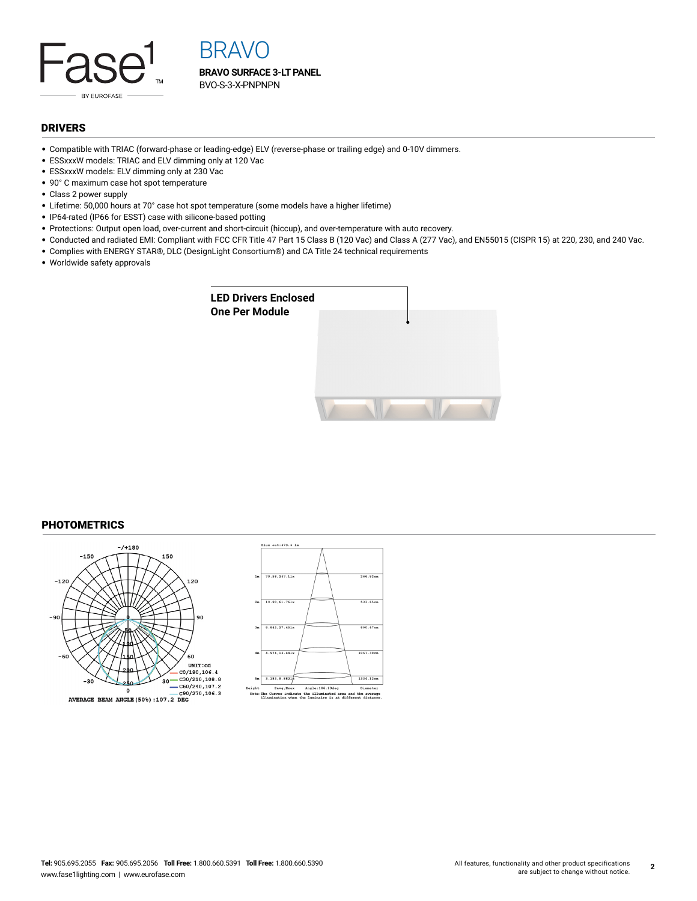Fase1 BY EUROFASE

# BRAVO

**BRAVO SURFACE 3-LT PANEL**
BVO-S-3-X-PNPNPN

## DRIVERS

- Compatible with TRIAC (forward-phase or leading-edge) ELV (reverse-phase or trailing edge) and 0-10V dimmers.
- ESSxxxW models: TRIAC and ELV dimming only at 120 Vac
- ESSxxxW models: ELV dimming only at 230 Vac
- 90° C maximum case hot spot temperature
- Class 2 power supply
- Lifetime: 50,000 hours at 70° case hot spot temperature (some models have a higher lifetime)
- IP64-rated (IP66 for ESST) case with silicone-based potting
- Protections: Output open load, over-current and short-circuit (hiccup), and over-temperature with auto recovery.
- Conducted and radiated EMI: Compliant with FCC CFR Title 47 Part 15 Class B (120 Vac) and Class A (277 Vac), and EN55015 (CISPR 15) at 220, 230, and 240 Vac.
- Complies with ENERGY STAR®, DLC (DesignLight Consortium®) and CA Title 24 technical requirements
- Worldwide safety approvals

**LED Drivers Enclosed**
**One Per Module**

## PHOTOMETRICS

-/+180
-150
150
-120
120
-90
90
-60
60
-30
30
0
50
100
150
200
250
UNIT:cd
C0/180,106.4
C30/210,108.8
C60/240,107.2
C90/270,106.3
AVERAGE BEAM ANGLE(50%):107.2 DEG

Flux out:473.4 lm
1m 79.58,247.1lx 266.82cm
2m 19.90,61.76lx 533.65cm
3m 8.842,27.45lx 800.47cm
4m 4.974,15.44lx 1067.30cm
5m 3.183,9.882lx 1334.12cm
Height Eavg,Emax Angle:106.29deg Diameter
Note:The Curves indicate the illuminated area and the average illumination when the luminaire is at different distance.

**Tel:** 905.695.2055 **Fax:** 905.695.2056 **Toll Free:** 1.800.660.5391 **Toll Free:** 1.800.660.5390
www.fase1lighting.com | www.eurofase.com

All features, functionality and other product specifications are subject to change without notice.